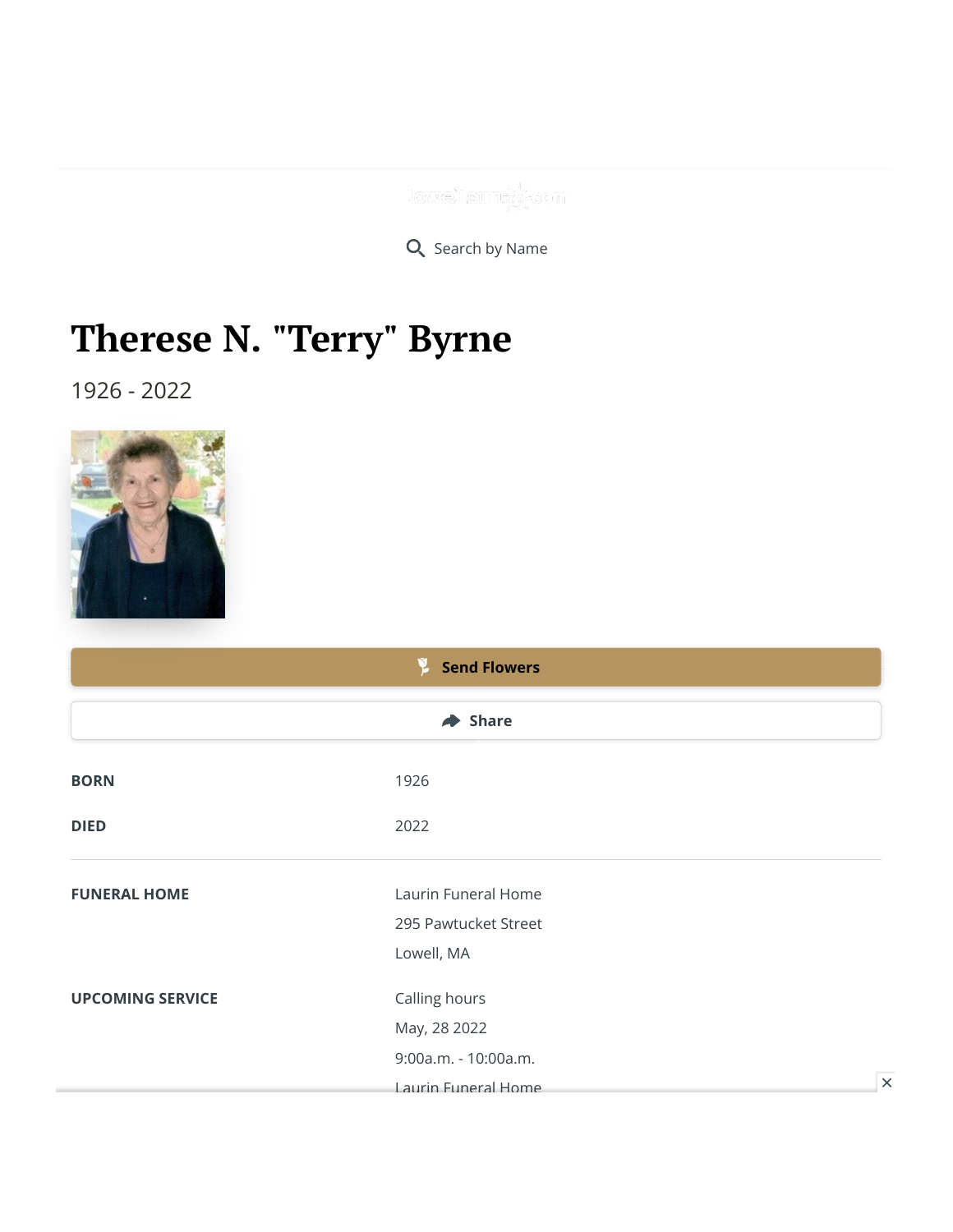Search by Name

# Therese N. "Terry" Byrne

1926 - 2022

Send Flowers

Share

**BORN** 1926

**DIED** 2022

**FUNERAL HOME**
Laurin Funeral Home
295 Pawtucket Street
Lowell, MA

**UPCOMING SERVICE**
Calling hours
May, 28 2022
9:00a.m. - 10:00a.m.
Laurin Funeral Home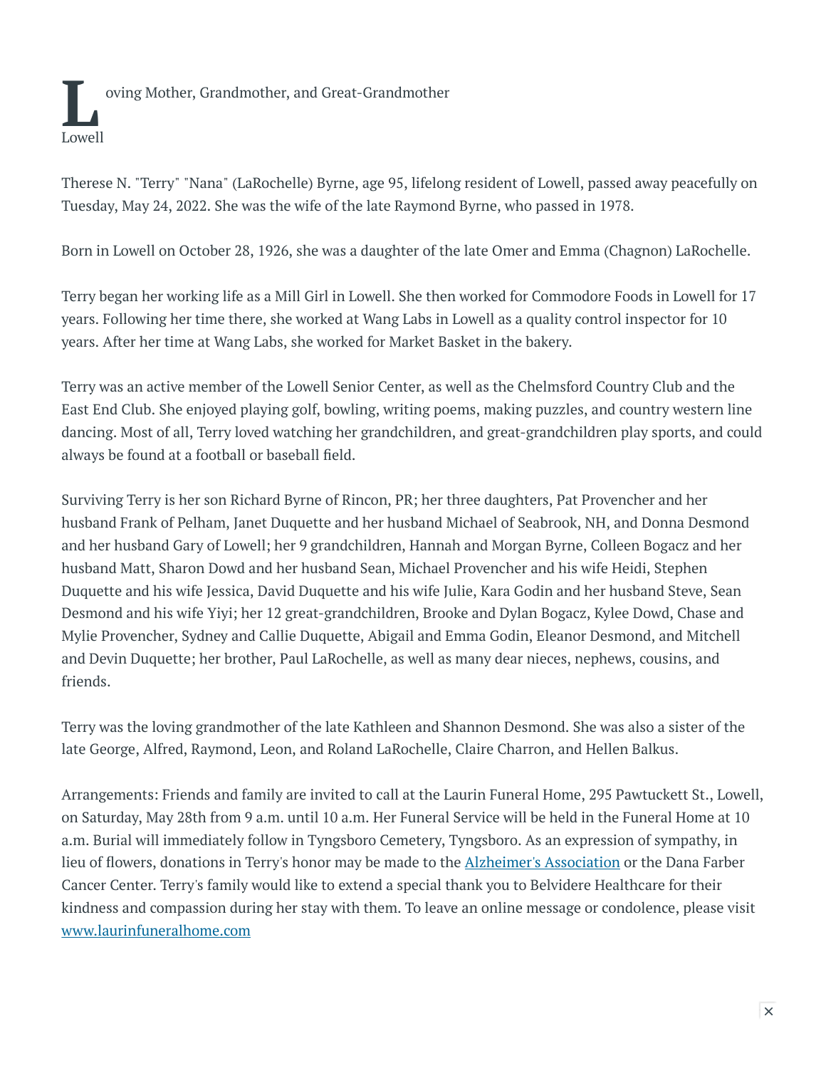Loving Mother, Grandmother, and Great-Grandmother

Lowell

Therese N. "Terry" "Nana" (LaRochelle) Byrne, age 95, lifelong resident of Lowell, passed away peacefully on Tuesday, May 24, 2022. She was the wife of the late Raymond Byrne, who passed in 1978.

Born in Lowell on October 28, 1926, she was a daughter of the late Omer and Emma (Chagnon) LaRochelle.

Terry began her working life as a Mill Girl in Lowell. She then worked for Commodore Foods in Lowell for 17 years. Following her time there, she worked at Wang Labs in Lowell as a quality control inspector for 10 years. After her time at Wang Labs, she worked for Market Basket in the bakery.

Terry was an active member of the Lowell Senior Center, as well as the Chelmsford Country Club and the East End Club. She enjoyed playing golf, bowling, writing poems, making puzzles, and country western line dancing. Most of all, Terry loved watching her grandchildren, and great-grandchildren play sports, and could always be found at a football or baseball field.

Surviving Terry is her son Richard Byrne of Rincon, PR; her three daughters, Pat Provencher and her husband Frank of Pelham, Janet Duquette and her husband Michael of Seabrook, NH, and Donna Desmond and her husband Gary of Lowell; her 9 grandchildren, Hannah and Morgan Byrne, Colleen Bogacz and her husband Matt, Sharon Dowd and her husband Sean, Michael Provencher and his wife Heidi, Stephen Duquette and his wife Jessica, David Duquette and his wife Julie, Kara Godin and her husband Steve, Sean Desmond and his wife Yiyi; her 12 great-grandchildren, Brooke and Dylan Bogacz, Kylee Dowd, Chase and Mylie Provencher, Sydney and Callie Duquette, Abigail and Emma Godin, Eleanor Desmond, and Mitchell and Devin Duquette; her brother, Paul LaRochelle, as well as many dear nieces, nephews, cousins, and friends.

Terry was the loving grandmother of the late Kathleen and Shannon Desmond. She was also a sister of the late George, Alfred, Raymond, Leon, and Roland LaRochelle, Claire Charron, and Hellen Balkus.

Arrangements: Friends and family are invited to call at the Laurin Funeral Home, 295 Pawtuckett St., Lowell, on Saturday, May 28th from 9 a.m. until 10 a.m. Her Funeral Service will be held in the Funeral Home at 10 a.m. Burial will immediately follow in Tyngsboro Cemetery, Tyngsboro. As an expression of sympathy, in lieu of flowers, donations in Terry's honor may be made to the Alzheimer's Association or the Dana Farber Cancer Center. Terry's family would like to extend a special thank you to Belvidere Healthcare for their kindness and compassion during her stay with them. To leave an online message or condolence, please visit www.laurinfuneralhome.com